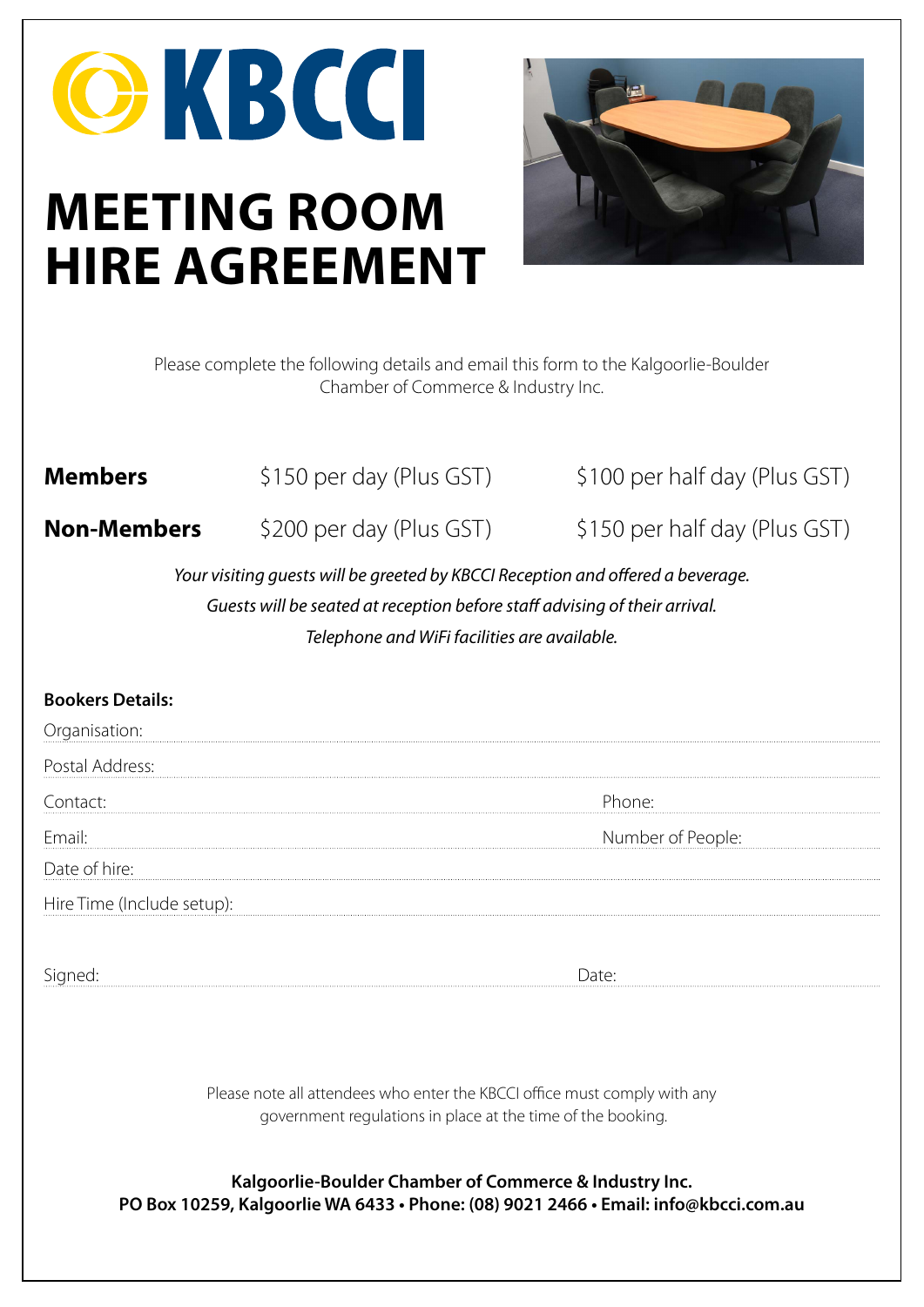KBCCI

# MEETING ROOM HIRE AGREEMENT

Please complete the following details and email this form to the Kalgoorlie-Boulder Chamber of Commerce & Industry Inc.

| | | |
|---|---|---|
| **Members** | $150 per day (Plus GST) | $100 per half day (Plus GST) |
| **Non-Members** | $200 per day (Plus GST) | $150 per half day (Plus GST) |

*Your visiting guests will be greeted by KBCCI Reception and offered a beverage.*
*Guests will be seated at reception before staff advising of their arrival.*
*Telephone and WiFi facilities are available.*

**Bookers Details:**

Organisation:

Postal Address:

Contact: Phone:

Email: Number of People:

Date of hire:

Hire Time (Include setup):

Signed: Date:

Please note all attendees who enter the KBCCI office must comply with any government regulations in place at the time of the booking.

**Kalgoorlie-Boulder Chamber of Commerce & Industry Inc.**
**PO Box 10259, Kalgoorlie WA 6433 • Phone: (08) 9021 2466 • Email: info@kbcci.com.au**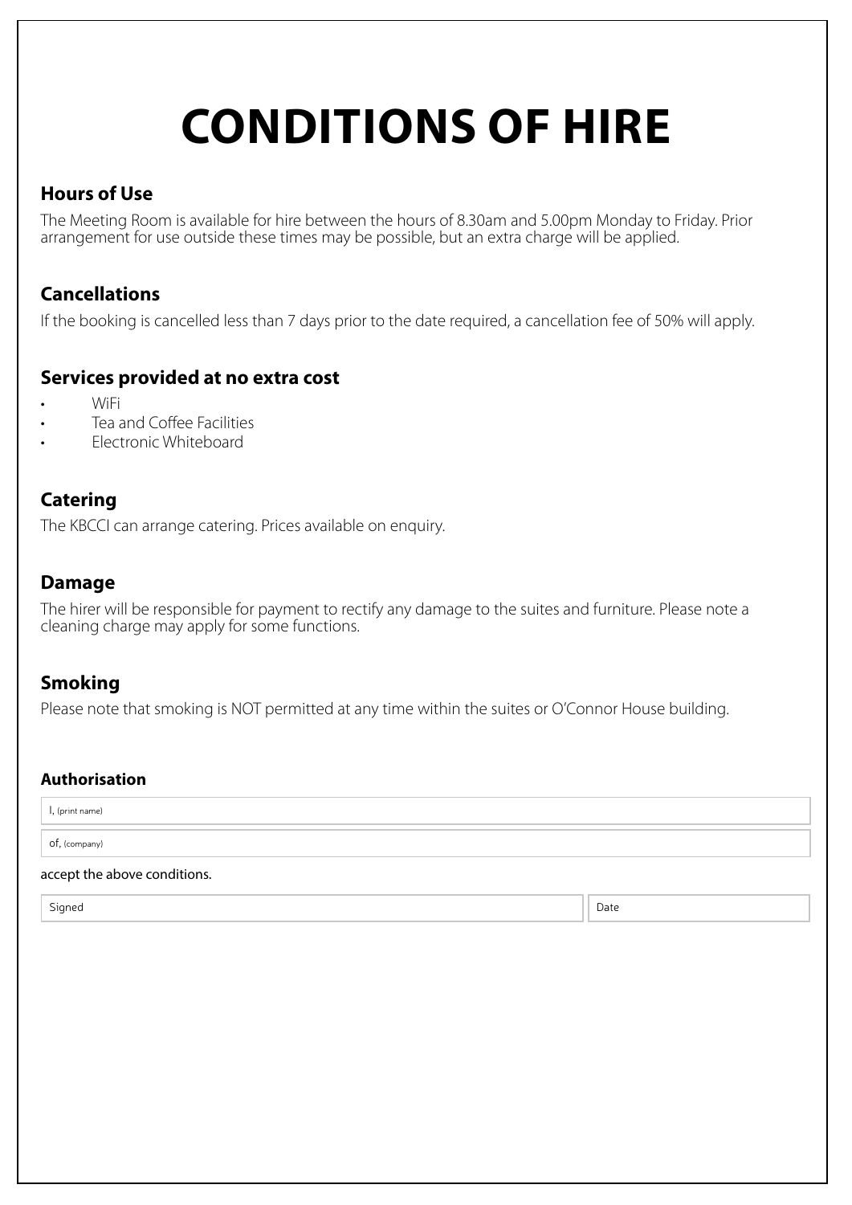# CONDITIONS OF HIRE

## Hours of Use

The Meeting Room is available for hire between the hours of 8.30am and 5.00pm Monday to Friday. Prior arrangement for use outside these times may be possible, but an extra charge will be applied.

## Cancellations

If the booking is cancelled less than 7 days prior to the date required, a cancellation fee of 50% will apply.

## Services provided at no extra cost

- WiFi
- Tea and Coffee Facilities
- Electronic Whiteboard

## Catering

The KBCCI can arrange catering. Prices available on enquiry.

## Damage

The hirer will be responsible for payment to rectify any damage to the suites and furniture. Please note a cleaning charge may apply for some functions.

## Smoking

Please note that smoking is NOT permitted at any time within the suites or O'Connor House building.

### Authorisation

I, (print name)

of, (company)

accept the above conditions.

Signed

Date